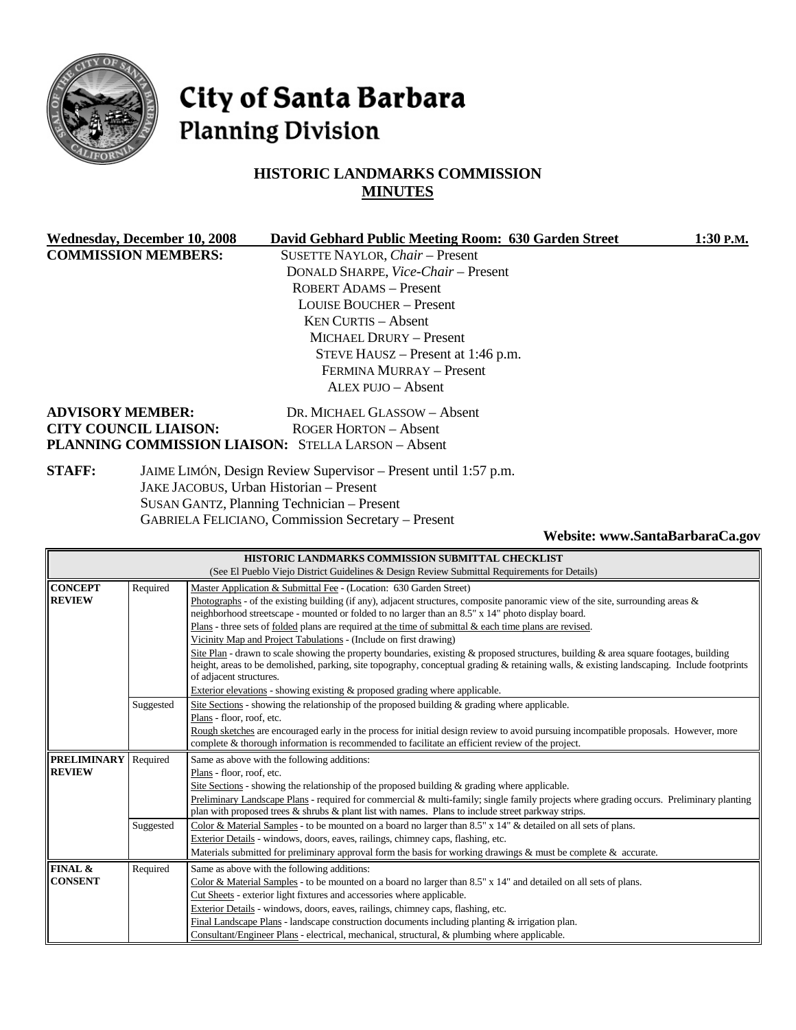# City of Santa Barbara
## Planning Division

### HISTORIC LANDMARKS COMMISSION
### MINUTES

**Wednesday, December 10, 2008** **David Gebhard Public Meeting Room: 630 Garden Street** **1:30 P.M.**

**COMMISSION MEMBERS:**
SUSETTE NAYLOR, *Chair* – Present
DONALD SHARPE, *Vice-Chair* – Present
ROBERT ADAMS – Present
LOUISE BOUCHER – Present
KEN CURTIS – Absent
MICHAEL DRURY – Present
STEVE HAUSZ – Present at 1:46 p.m.
FERMINA MURRAY – Present
ALEX PUJO – Absent

**ADVISORY MEMBER:** DR. MICHAEL GLASSOW – Absent
**CITY COUNCIL LIAISON:** ROGER HORTON – Absent
**PLANNING COMMISSION LIAISON:** STELLA LARSON – Absent

**STAFF:**
JAIME LIMÓN, Design Review Supervisor – Present until 1:57 p.m.
JAKE JACOBUS, Urban Historian – Present
SUSAN GANTZ, Planning Technician – Present
GABRIELA FELICIANO, Commission Secretary – Present

**Website: www.SantaBarbaraCa.gov**

| HISTORIC LANDMARKS COMMISSION SUBMITTAL CHECKLIST (See El Pueblo Viejo District Guidelines & Design Review Submittal Requirements for Details) | | |
|---|---|---|
| **CONCEPT REVIEW** | Required | Master Application & Submittal Fee - (Location: 630 Garden Street)<br>Photographs - of the existing building (if any), adjacent structures, composite panoramic view of the site, surrounding areas & neighborhood streetscape - mounted or folded to no larger than an 8.5" x 14" photo display board.<br>Plans - three sets of folded plans are required at the time of submittal & each time plans are revised.<br>Vicinity Map and Project Tabulations - (Include on first drawing)<br>Site Plan - drawn to scale showing the property boundaries, existing & proposed structures, building & area square footages, building height, areas to be demolished, parking, site topography, conceptual grading & retaining walls, & existing landscaping. Include footprints of adjacent structures.<br>Exterior elevations - showing existing & proposed grading where applicable. |
| | Suggested | Site Sections - showing the relationship of the proposed building & grading where applicable.<br>Plans - floor, roof, etc.<br>Rough sketches are encouraged early in the process for initial design review to avoid pursuing incompatible proposals. However, more complete & thorough information is recommended to facilitate an efficient review of the project. |
| **PRELIMINARY REVIEW** | Required | Same as above with the following additions:<br>Plans - floor, roof, etc.<br>Site Sections - showing the relationship of the proposed building & grading where applicable.<br>Preliminary Landscape Plans - required for commercial & multi-family; single family projects where grading occurs. Preliminary planting plan with proposed trees & shrubs & plant list with names. Plans to include street parkway strips. |
| | Suggested | Color & Material Samples - to be mounted on a board no larger than 8.5" x 14" & detailed on all sets of plans.<br>Exterior Details - windows, doors, eaves, railings, chimney caps, flashing, etc.<br>Materials submitted for preliminary approval form the basis for working drawings & must be complete & accurate. |
| **FINAL & CONSENT** | Required | Same as above with the following additions:<br>Color & Material Samples - to be mounted on a board no larger than 8.5" x 14" and detailed on all sets of plans.<br>Cut Sheets - exterior light fixtures and accessories where applicable.<br>Exterior Details - windows, doors, eaves, railings, chimney caps, flashing, etc.<br>Final Landscape Plans - landscape construction documents including planting & irrigation plan.<br>Consultant/Engineer Plans - electrical, mechanical, structural, & plumbing where applicable. |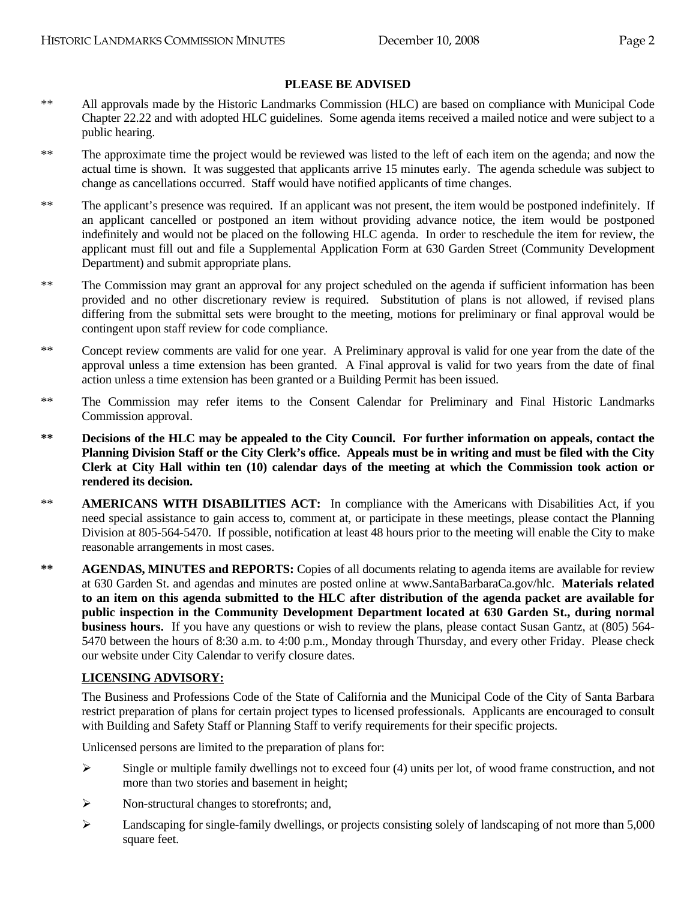**PLEASE BE ADVISED**

** All approvals made by the Historic Landmarks Commission (HLC) are based on compliance with Municipal Code Chapter 22.22 and with adopted HLC guidelines. Some agenda items received a mailed notice and were subject to a public hearing.

** The approximate time the project would be reviewed was listed to the left of each item on the agenda; and now the actual time is shown. It was suggested that applicants arrive 15 minutes early. The agenda schedule was subject to change as cancellations occurred. Staff would have notified applicants of time changes.

** The applicant's presence was required. If an applicant was not present, the item would be postponed indefinitely. If an applicant cancelled or postponed an item without providing advance notice, the item would be postponed indefinitely and would not be placed on the following HLC agenda. In order to reschedule the item for review, the applicant must fill out and file a Supplemental Application Form at 630 Garden Street (Community Development Department) and submit appropriate plans.

** The Commission may grant an approval for any project scheduled on the agenda if sufficient information has been provided and no other discretionary review is required. Substitution of plans is not allowed, if revised plans differing from the submittal sets were brought to the meeting, motions for preliminary or final approval would be contingent upon staff review for code compliance.

** Concept review comments are valid for one year. A Preliminary approval is valid for one year from the date of the approval unless a time extension has been granted. A Final approval is valid for two years from the date of final action unless a time extension has been granted or a Building Permit has been issued.

** The Commission may refer items to the Consent Calendar for Preliminary and Final Historic Landmarks Commission approval.

**\*\* Decisions of the HLC may be appealed to the City Council. For further information on appeals, contact the Planning Division Staff or the City Clerk's office. Appeals must be in writing and must be filed with the City Clerk at City Hall within ten (10) calendar days of the meeting at which the Commission took action or rendered its decision.**

** **AMERICANS WITH DISABILITIES ACT:** In compliance with the Americans with Disabilities Act, if you need special assistance to gain access to, comment at, or participate in these meetings, please contact the Planning Division at 805-564-5470. If possible, notification at least 48 hours prior to the meeting will enable the City to make reasonable arrangements in most cases.

** **AGENDAS, MINUTES and REPORTS:** Copies of all documents relating to agenda items are available for review at 630 Garden St. and agendas and minutes are posted online at www.SantaBarbaraCa.gov/hlc. **Materials related to an item on this agenda submitted to the HLC after distribution of the agenda packet are available for public inspection in the Community Development Department located at 630 Garden St., during normal business hours.** If you have any questions or wish to review the plans, please contact Susan Gantz, at (805) 564-5470 between the hours of 8:30 a.m. to 4:00 p.m., Monday through Thursday, and every other Friday. Please check our website under City Calendar to verify closure dates.

**LICENSING ADVISORY:**

The Business and Professions Code of the State of California and the Municipal Code of the City of Santa Barbara restrict preparation of plans for certain project types to licensed professionals. Applicants are encouraged to consult with Building and Safety Staff or Planning Staff to verify requirements for their specific projects.

Unlicensed persons are limited to the preparation of plans for:

- Single or multiple family dwellings not to exceed four (4) units per lot, of wood frame construction, and not more than two stories and basement in height;
- Non-structural changes to storefronts; and,
- Landscaping for single-family dwellings, or projects consisting solely of landscaping of not more than 5,000 square feet.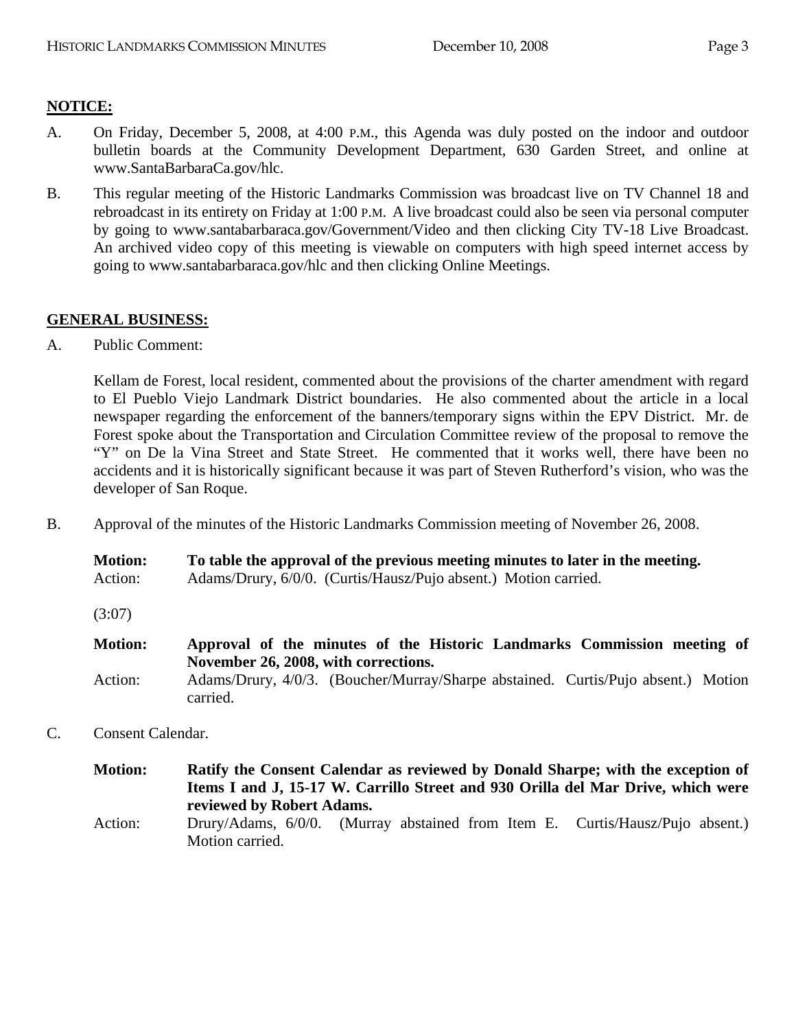**NOTICE:**

A. On Friday, December 5, 2008, at 4:00 P.M., this Agenda was duly posted on the indoor and outdoor bulletin boards at the Community Development Department, 630 Garden Street, and online at www.SantaBarbaraCa.gov/hlc.

B. This regular meeting of the Historic Landmarks Commission was broadcast live on TV Channel 18 and rebroadcast in its entirety on Friday at 1:00 P.M. A live broadcast could also be seen via personal computer by going to www.santabarbaraca.gov/Government/Video and then clicking City TV-18 Live Broadcast. An archived video copy of this meeting is viewable on computers with high speed internet access by going to www.santabarbaraca.gov/hlc and then clicking Online Meetings.

**GENERAL BUSINESS:**

A. Public Comment:

Kellam de Forest, local resident, commented about the provisions of the charter amendment with regard to El Pueblo Viejo Landmark District boundaries. He also commented about the article in a local newspaper regarding the enforcement of the banners/temporary signs within the EPV District. Mr. de Forest spoke about the Transportation and Circulation Committee review of the proposal to remove the "Y" on De la Vina Street and State Street. He commented that it works well, there have been no accidents and it is historically significant because it was part of Steven Rutherford's vision, who was the developer of San Roque.

B. Approval of the minutes of the Historic Landmarks Commission meeting of November 26, 2008.

**Motion:** **To table the approval of the previous meeting minutes to later in the meeting.**
Action: Adams/Drury, 6/0/0. (Curtis/Hausz/Pujo absent.) Motion carried.

(3:07)

**Motion:** **Approval of the minutes of the Historic Landmarks Commission meeting of November 26, 2008, with corrections.**
Action: Adams/Drury, 4/0/3. (Boucher/Murray/Sharpe abstained. Curtis/Pujo absent.) Motion carried.

C. Consent Calendar.

**Motion:** **Ratify the Consent Calendar as reviewed by Donald Sharpe; with the exception of Items I and J, 15-17 W. Carrillo Street and 930 Orilla del Mar Drive, which were reviewed by Robert Adams.**
Action: Drury/Adams, 6/0/0. (Murray abstained from Item E. Curtis/Hausz/Pujo absent.) Motion carried.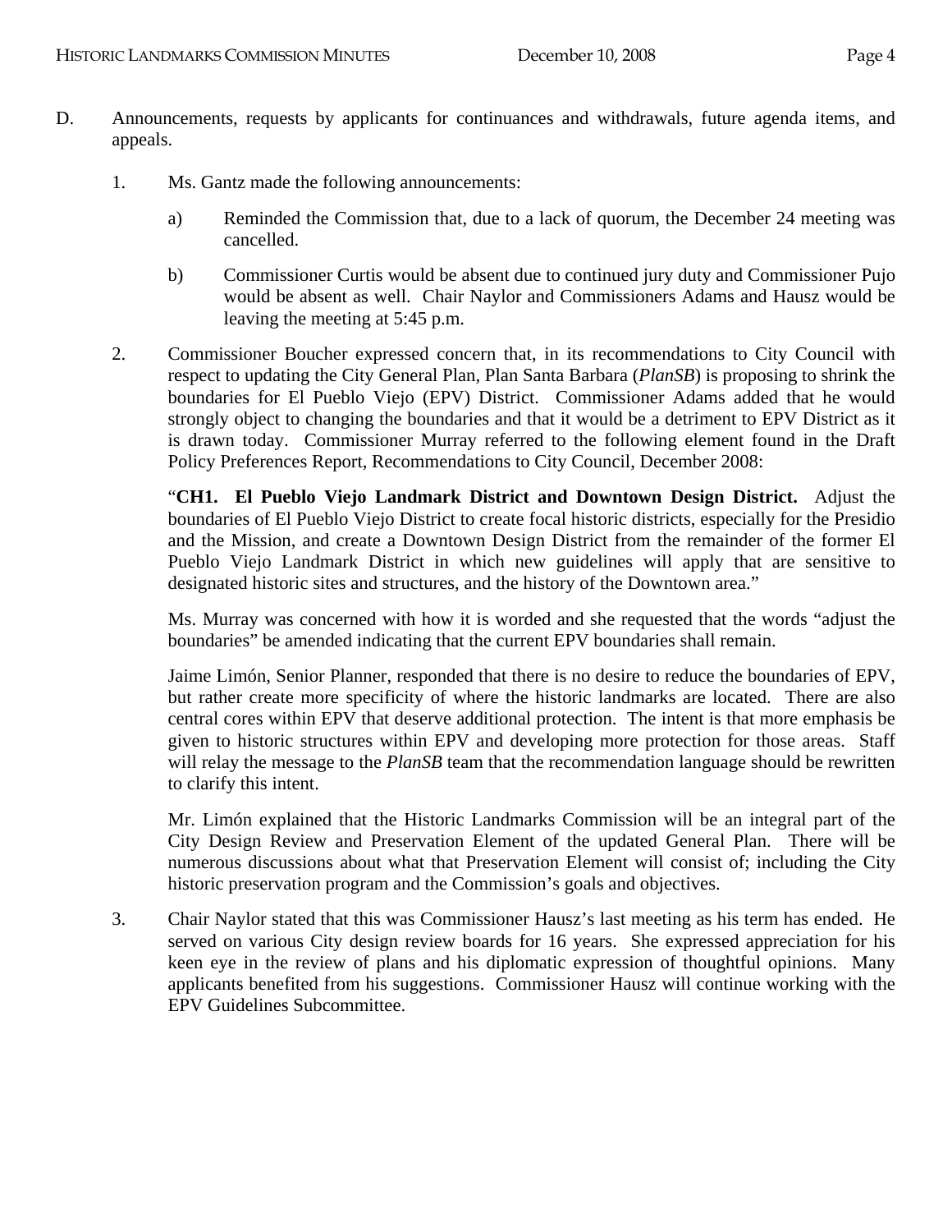D. Announcements, requests by applicants for continuances and withdrawals, future agenda items, and appeals.

1. Ms. Gantz made the following announcements:

   a) Reminded the Commission that, due to a lack of quorum, the December 24 meeting was cancelled.

   b) Commissioner Curtis would be absent due to continued jury duty and Commissioner Pujo would be absent as well. Chair Naylor and Commissioners Adams and Hausz would be leaving the meeting at 5:45 p.m.

2. Commissioner Boucher expressed concern that, in its recommendations to City Council with respect to updating the City General Plan, Plan Santa Barbara (*PlanSB*) is proposing to shrink the boundaries for El Pueblo Viejo (EPV) District. Commissioner Adams added that he would strongly object to changing the boundaries and that it would be a detriment to EPV District as it is drawn today. Commissioner Murray referred to the following element found in the Draft Policy Preferences Report, Recommendations to City Council, December 2008:

   "**CH1. El Pueblo Viejo Landmark District and Downtown Design District.** Adjust the boundaries of El Pueblo Viejo District to create focal historic districts, especially for the Presidio and the Mission, and create a Downtown Design District from the remainder of the former El Pueblo Viejo Landmark District in which new guidelines will apply that are sensitive to designated historic sites and structures, and the history of the Downtown area."

   Ms. Murray was concerned with how it is worded and she requested that the words "adjust the boundaries" be amended indicating that the current EPV boundaries shall remain.

   Jaime Limón, Senior Planner, responded that there is no desire to reduce the boundaries of EPV, but rather create more specificity of where the historic landmarks are located. There are also central cores within EPV that deserve additional protection. The intent is that more emphasis be given to historic structures within EPV and developing more protection for those areas. Staff will relay the message to the *PlanSB* team that the recommendation language should be rewritten to clarify this intent.

   Mr. Limón explained that the Historic Landmarks Commission will be an integral part of the City Design Review and Preservation Element of the updated General Plan. There will be numerous discussions about what that Preservation Element will consist of; including the City historic preservation program and the Commission's goals and objectives.

3. Chair Naylor stated that this was Commissioner Hausz's last meeting as his term has ended. He served on various City design review boards for 16 years. She expressed appreciation for his keen eye in the review of plans and his diplomatic expression of thoughtful opinions. Many applicants benefited from his suggestions. Commissioner Hausz will continue working with the EPV Guidelines Subcommittee.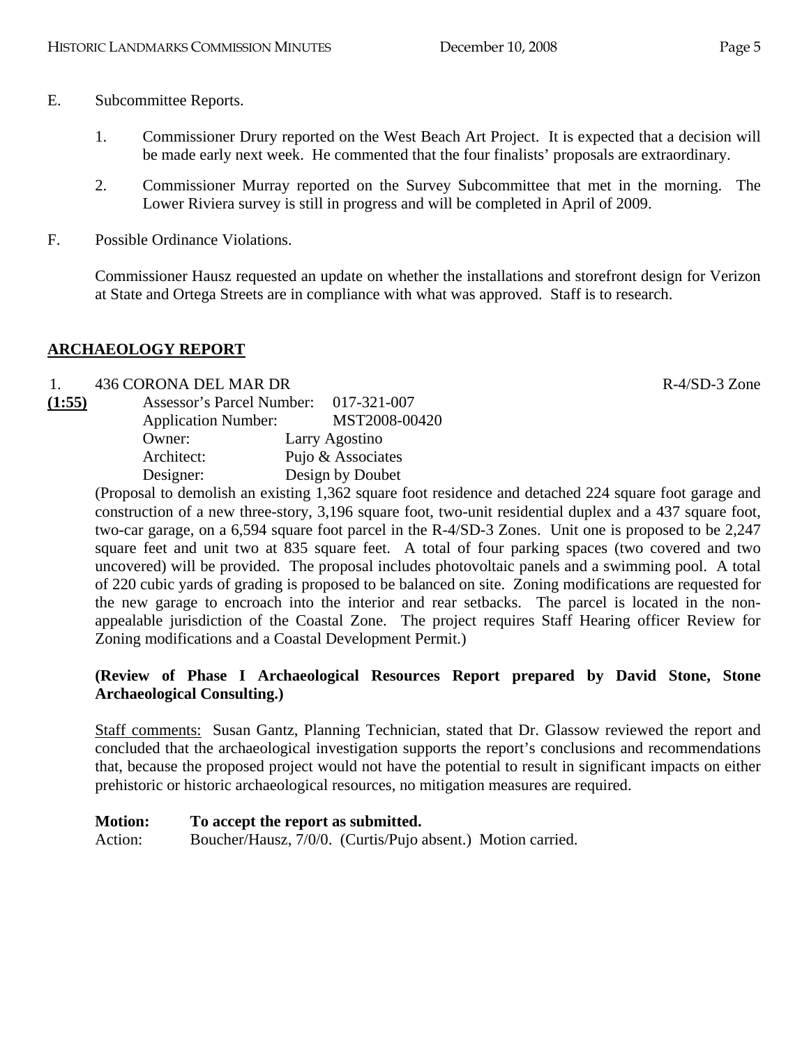E. Subcommittee Reports.

1. Commissioner Drury reported on the West Beach Art Project. It is expected that a decision will be made early next week. He commented that the four finalists' proposals are extraordinary.

2. Commissioner Murray reported on the Survey Subcommittee that met in the morning. The Lower Riviera survey is still in progress and will be completed in April of 2009.

F. Possible Ordinance Violations.

Commissioner Hausz requested an update on whether the installations and storefront design for Verizon at State and Ortega Streets are in compliance with what was approved. Staff is to research.

## ARCHAEOLOGY REPORT

1. 436 CORONA DEL MAR DR R-4/SD-3 Zone

**(1:55)**

Assessor's Parcel Number: 017-321-007
Application Number: MST2008-00420
Owner: Larry Agostino
Architect: Pujo & Associates
Designer: Design by Doubet

(Proposal to demolish an existing 1,362 square foot residence and detached 224 square foot garage and construction of a new three-story, 3,196 square foot, two-unit residential duplex and a 437 square foot, two-car garage, on a 6,594 square foot parcel in the R-4/SD-3 Zones. Unit one is proposed to be 2,247 square feet and unit two at 835 square feet. A total of four parking spaces (two covered and two uncovered) will be provided. The proposal includes photovoltaic panels and a swimming pool. A total of 220 cubic yards of grading is proposed to be balanced on site. Zoning modifications are requested for the new garage to encroach into the interior and rear setbacks. The parcel is located in the non-appealable jurisdiction of the Coastal Zone. The project requires Staff Hearing officer Review for Zoning modifications and a Coastal Development Permit.)

**(Review of Phase I Archaeological Resources Report prepared by David Stone, Stone Archaeological Consulting.)**

Staff comments: Susan Gantz, Planning Technician, stated that Dr. Glassow reviewed the report and concluded that the archaeological investigation supports the report's conclusions and recommendations that, because the proposed project would not have the potential to result in significant impacts on either prehistoric or historic archaeological resources, no mitigation measures are required.

**Motion: To accept the report as submitted.**
Action: Boucher/Hausz, 7/0/0. (Curtis/Pujo absent.) Motion carried.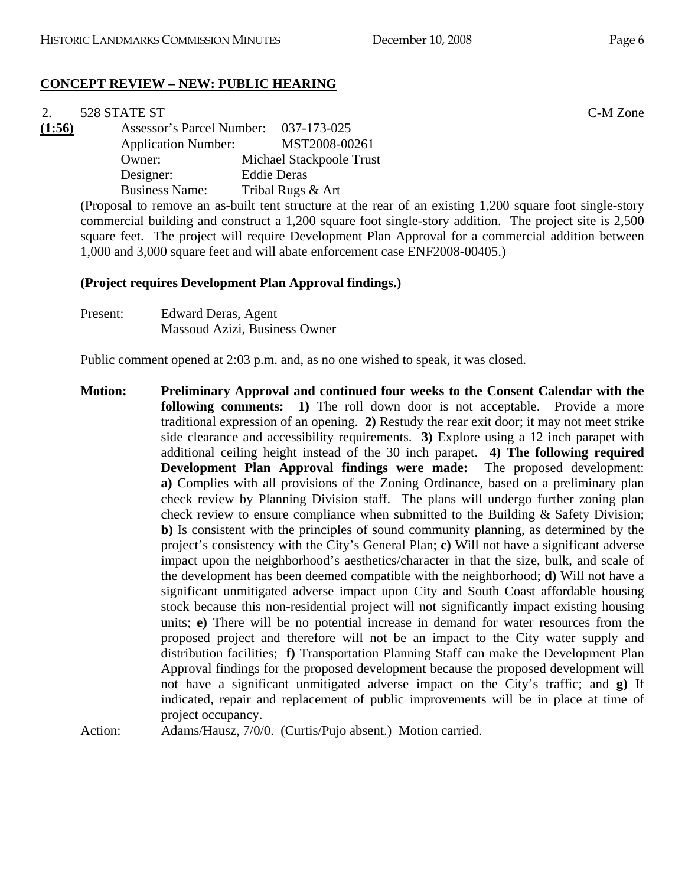**CONCEPT REVIEW – NEW: PUBLIC HEARING**

2. 528 STATE ST C-M Zone

**(1:56)**

Assessor's Parcel Number: 037-173-025
Application Number: MST2008-00261
Owner: Michael Stackpoole Trust
Designer: Eddie Deras
Business Name: Tribal Rugs & Art

(Proposal to remove an as-built tent structure at the rear of an existing 1,200 square foot single-story commercial building and construct a 1,200 square foot single-story addition. The project site is 2,500 square feet. The project will require Development Plan Approval for a commercial addition between 1,000 and 3,000 square feet and will abate enforcement case ENF2008-00405.)

**(Project requires Development Plan Approval findings.)**

Present: Edward Deras, Agent
Massoud Azizi, Business Owner

Public comment opened at 2:03 p.m. and, as no one wished to speak, it was closed.

**Motion:** **Preliminary Approval and continued four weeks to the Consent Calendar with the following comments:** **1)** The roll down door is not acceptable. Provide a more traditional expression of an opening. **2)** Restudy the rear exit door; it may not meet strike side clearance and accessibility requirements. **3)** Explore using a 12 inch parapet with additional ceiling height instead of the 30 inch parapet. **4) The following required Development Plan Approval findings were made:** The proposed development: **a)** Complies with all provisions of the Zoning Ordinance, based on a preliminary plan check review by Planning Division staff. The plans will undergo further zoning plan check review to ensure compliance when submitted to the Building & Safety Division; **b)** Is consistent with the principles of sound community planning, as determined by the project's consistency with the City's General Plan; **c)** Will not have a significant adverse impact upon the neighborhood's aesthetics/character in that the size, bulk, and scale of the development has been deemed compatible with the neighborhood; **d)** Will not have a significant unmitigated adverse impact upon City and South Coast affordable housing stock because this non-residential project will not significantly impact existing housing units; **e)** There will be no potential increase in demand for water resources from the proposed project and therefore will not be an impact to the City water supply and distribution facilities; **f)** Transportation Planning Staff can make the Development Plan Approval findings for the proposed development because the proposed development will not have a significant unmitigated adverse impact on the City's traffic; and **g)** If indicated, repair and replacement of public improvements will be in place at time of project occupancy.

Action: Adams/Hausz, 7/0/0. (Curtis/Pujo absent.) Motion carried.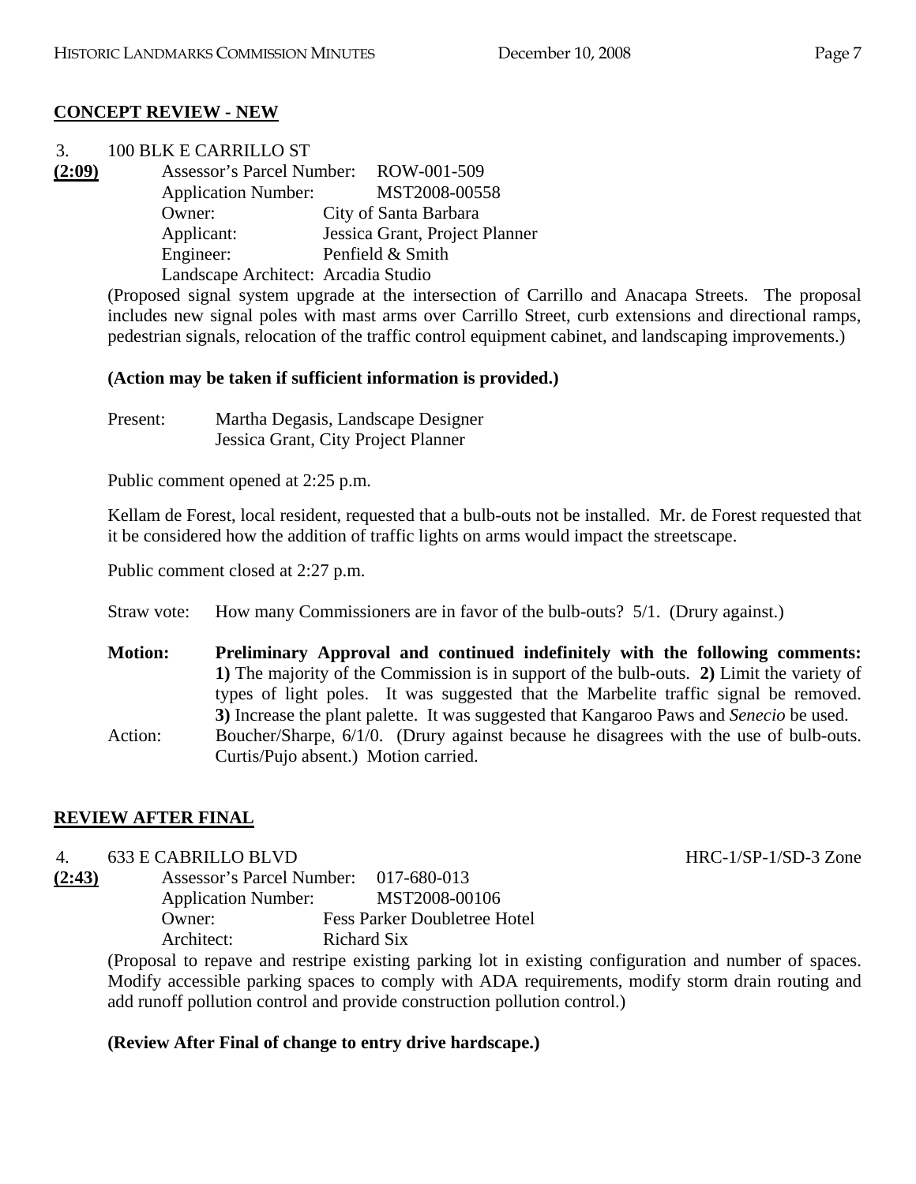**CONCEPT REVIEW - NEW**

3. 100 BLK E CARRILLO ST

**(2:09)**

Assessor's Parcel Number: ROW-001-509
Application Number: MST2008-00558
Owner: City of Santa Barbara
Applicant: Jessica Grant, Project Planner
Engineer: Penfield & Smith
Landscape Architect: Arcadia Studio

(Proposed signal system upgrade at the intersection of Carrillo and Anacapa Streets. The proposal includes new signal poles with mast arms over Carrillo Street, curb extensions and directional ramps, pedestrian signals, relocation of the traffic control equipment cabinet, and landscaping improvements.)

**(Action may be taken if sufficient information is provided.)**

Present: Martha Degasis, Landscape Designer
Jessica Grant, City Project Planner

Public comment opened at 2:25 p.m.

Kellam de Forest, local resident, requested that a bulb-outs not be installed. Mr. de Forest requested that it be considered how the addition of traffic lights on arms would impact the streetscape.

Public comment closed at 2:27 p.m.

Straw vote: How many Commissioners are in favor of the bulb-outs? 5/1. (Drury against.)

**Motion: Preliminary Approval and continued indefinitely with the following comments: 1)** The majority of the Commission is in support of the bulb-outs. **2)** Limit the variety of types of light poles. It was suggested that the Marbelite traffic signal be removed. **3)** Increase the plant palette. It was suggested that Kangaroo Paws and *Senecio* be used.

Action: Boucher/Sharpe, 6/1/0. (Drury against because he disagrees with the use of bulb-outs. Curtis/Pujo absent.) Motion carried.

**REVIEW AFTER FINAL**

4. 633 E CABRILLO BLVD HRC-1/SP-1/SD-3 Zone

**(2:43)**

Assessor's Parcel Number: 017-680-013
Application Number: MST2008-00106
Owner: Fess Parker Doubletree Hotel
Architect: Richard Six

(Proposal to repave and restripe existing parking lot in existing configuration and number of spaces. Modify accessible parking spaces to comply with ADA requirements, modify storm drain routing and add runoff pollution control and provide construction pollution control.)

**(Review After Final of change to entry drive hardscape.)**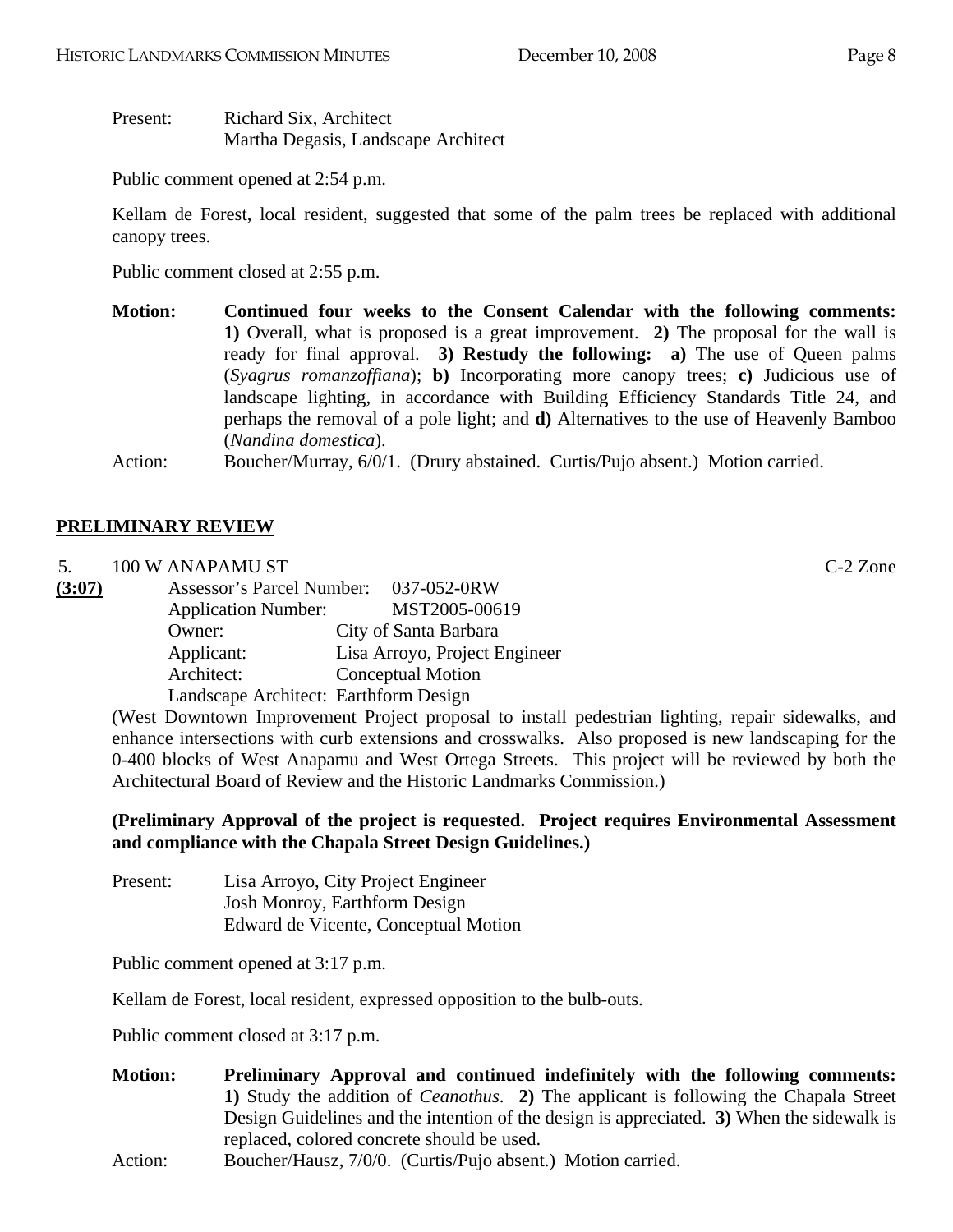Present: Richard Six, Architect
Martha Degasis, Landscape Architect

Public comment opened at 2:54 p.m.

Kellam de Forest, local resident, suggested that some of the palm trees be replaced with additional canopy trees.

Public comment closed at 2:55 p.m.

**Motion:** **Continued four weeks to the Consent Calendar with the following comments: 1)** Overall, what is proposed is a great improvement. **2)** The proposal for the wall is ready for final approval. **3) Restudy the following: a)** The use of Queen palms (*Syagrus romanzoffiana*); **b)** Incorporating more canopy trees; **c)** Judicious use of landscape lighting, in accordance with Building Efficiency Standards Title 24, and perhaps the removal of a pole light; and **d)** Alternatives to the use of Heavenly Bamboo (*Nandina domestica*).

Action: Boucher/Murray, 6/0/1. (Drury abstained. Curtis/Pujo absent.) Motion carried.

## PRELIMINARY REVIEW

5. 100 W ANAPAMU ST C-2 Zone

**(3:07)**

Assessor's Parcel Number: 037-052-0RW
Application Number: MST2005-00619
Owner: City of Santa Barbara
Applicant: Lisa Arroyo, Project Engineer
Architect: Conceptual Motion
Landscape Architect: Earthform Design

(West Downtown Improvement Project proposal to install pedestrian lighting, repair sidewalks, and enhance intersections with curb extensions and crosswalks. Also proposed is new landscaping for the 0-400 blocks of West Anapamu and West Ortega Streets. This project will be reviewed by both the Architectural Board of Review and the Historic Landmarks Commission.)

**(Preliminary Approval of the project is requested. Project requires Environmental Assessment and compliance with the Chapala Street Design Guidelines.)**

Present: Lisa Arroyo, City Project Engineer
Josh Monroy, Earthform Design
Edward de Vicente, Conceptual Motion

Public comment opened at 3:17 p.m.

Kellam de Forest, local resident, expressed opposition to the bulb-outs.

Public comment closed at 3:17 p.m.

**Motion:** **Preliminary Approval and continued indefinitely with the following comments: 1)** Study the addition of *Ceanothus*. **2)** The applicant is following the Chapala Street Design Guidelines and the intention of the design is appreciated. **3)** When the sidewalk is replaced, colored concrete should be used.

Action: Boucher/Hausz, 7/0/0. (Curtis/Pujo absent.) Motion carried.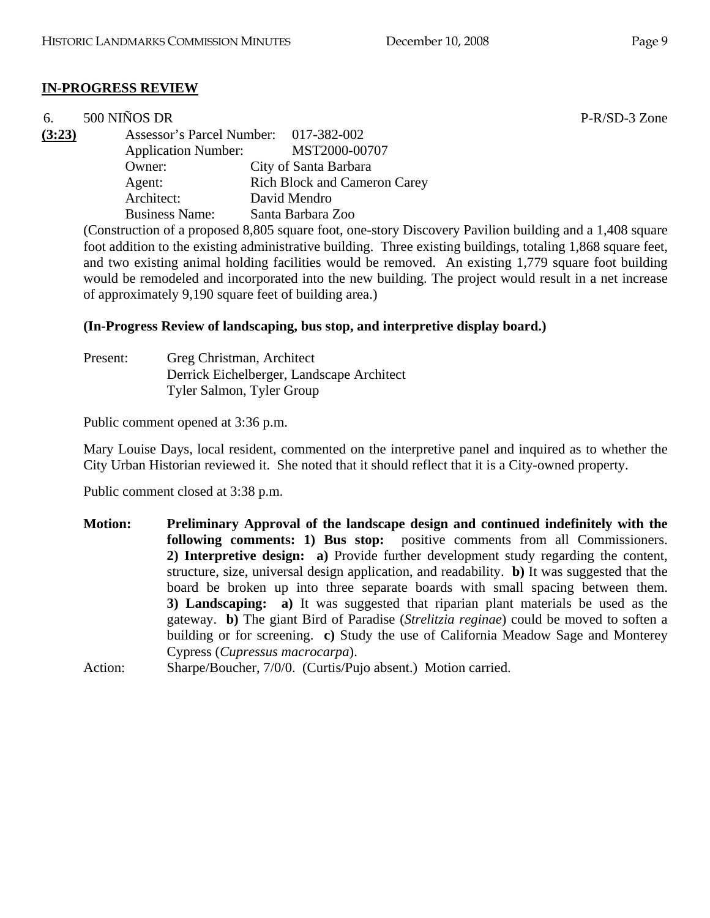## IN-PROGRESS REVIEW

6. 500 NIÑOS DR P-R/SD-3 Zone

**(3:23)**

Assessor's Parcel Number: 017-382-002
Application Number: MST2000-00707
Owner: City of Santa Barbara
Agent: Rich Block and Cameron Carey
Architect: David Mendro
Business Name: Santa Barbara Zoo

(Construction of a proposed 8,805 square foot, one-story Discovery Pavilion building and a 1,408 square foot addition to the existing administrative building. Three existing buildings, totaling 1,868 square feet, and two existing animal holding facilities would be removed. An existing 1,779 square foot building would be remodeled and incorporated into the new building. The project would result in a net increase of approximately 9,190 square feet of building area.)

**(In-Progress Review of landscaping, bus stop, and interpretive display board.)**

Present: Greg Christman, Architect
Derrick Eichelberger, Landscape Architect
Tyler Salmon, Tyler Group

Public comment opened at 3:36 p.m.

Mary Louise Days, local resident, commented on the interpretive panel and inquired as to whether the City Urban Historian reviewed it. She noted that it should reflect that it is a City-owned property.

Public comment closed at 3:38 p.m.

**Motion: Preliminary Approval of the landscape design and continued indefinitely with the following comments: 1) Bus stop:** positive comments from all Commissioners. **2) Interpretive design: a)** Provide further development study regarding the content, structure, size, universal design application, and readability. **b)** It was suggested that the board be broken up into three separate boards with small spacing between them. **3) Landscaping: a)** It was suggested that riparian plant materials be used as the gateway. **b)** The giant Bird of Paradise (*Strelitzia reginae*) could be moved to soften a building or for screening. **c)** Study the use of California Meadow Sage and Monterey Cypress (*Cupressus macrocarpa*).

Action: Sharpe/Boucher, 7/0/0. (Curtis/Pujo absent.) Motion carried.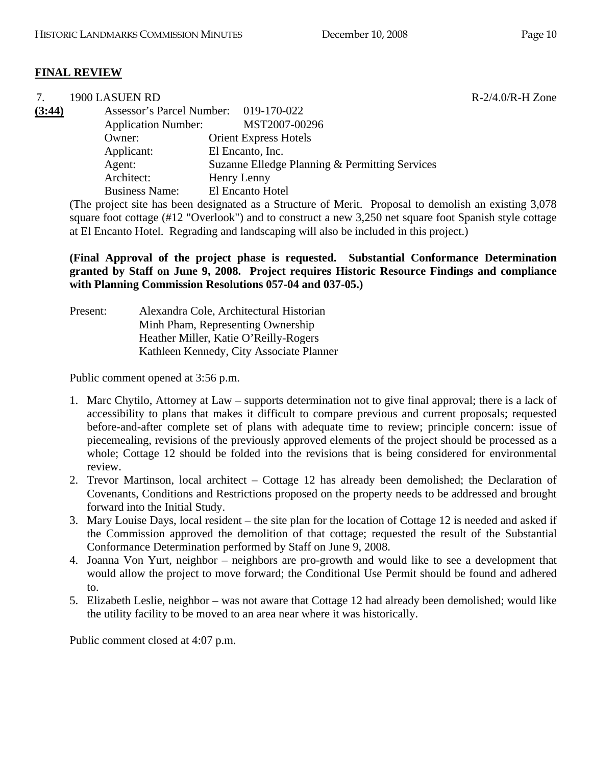**FINAL REVIEW**

7. 1900 LASUEN RD R-2/4.0/R-H Zone

**(3:44)**

Assessor's Parcel Number: 019-170-022
Application Number: MST2007-00296
Owner: Orient Express Hotels
Applicant: El Encanto, Inc.
Agent: Suzanne Elledge Planning & Permitting Services
Architect: Henry Lenny
Business Name: El Encanto Hotel

(The project site has been designated as a Structure of Merit. Proposal to demolish an existing 3,078 square foot cottage (#12 "Overlook") and to construct a new 3,250 net square foot Spanish style cottage at El Encanto Hotel. Regrading and landscaping will also be included in this project.)

**(Final Approval of the project phase is requested. Substantial Conformance Determination granted by Staff on June 9, 2008. Project requires Historic Resource Findings and compliance with Planning Commission Resolutions 057-04 and 037-05.)**

Present: Alexandra Cole, Architectural Historian
Minh Pham, Representing Ownership
Heather Miller, Katie O'Reilly-Rogers
Kathleen Kennedy, City Associate Planner

Public comment opened at 3:56 p.m.

1. Marc Chytilo, Attorney at Law – supports determination not to give final approval; there is a lack of accessibility to plans that makes it difficult to compare previous and current proposals; requested before-and-after complete set of plans with adequate time to review; principle concern: issue of piecemealing, revisions of the previously approved elements of the project should be processed as a whole; Cottage 12 should be folded into the revisions that is being considered for environmental review.
2. Trevor Martinson, local architect – Cottage 12 has already been demolished; the Declaration of Covenants, Conditions and Restrictions proposed on the property needs to be addressed and brought forward into the Initial Study.
3. Mary Louise Days, local resident – the site plan for the location of Cottage 12 is needed and asked if the Commission approved the demolition of that cottage; requested the result of the Substantial Conformance Determination performed by Staff on June 9, 2008.
4. Joanna Von Yurt, neighbor – neighbors are pro-growth and would like to see a development that would allow the project to move forward; the Conditional Use Permit should be found and adhered to.
5. Elizabeth Leslie, neighbor – was not aware that Cottage 12 had already been demolished; would like the utility facility to be moved to an area near where it was historically.

Public comment closed at 4:07 p.m.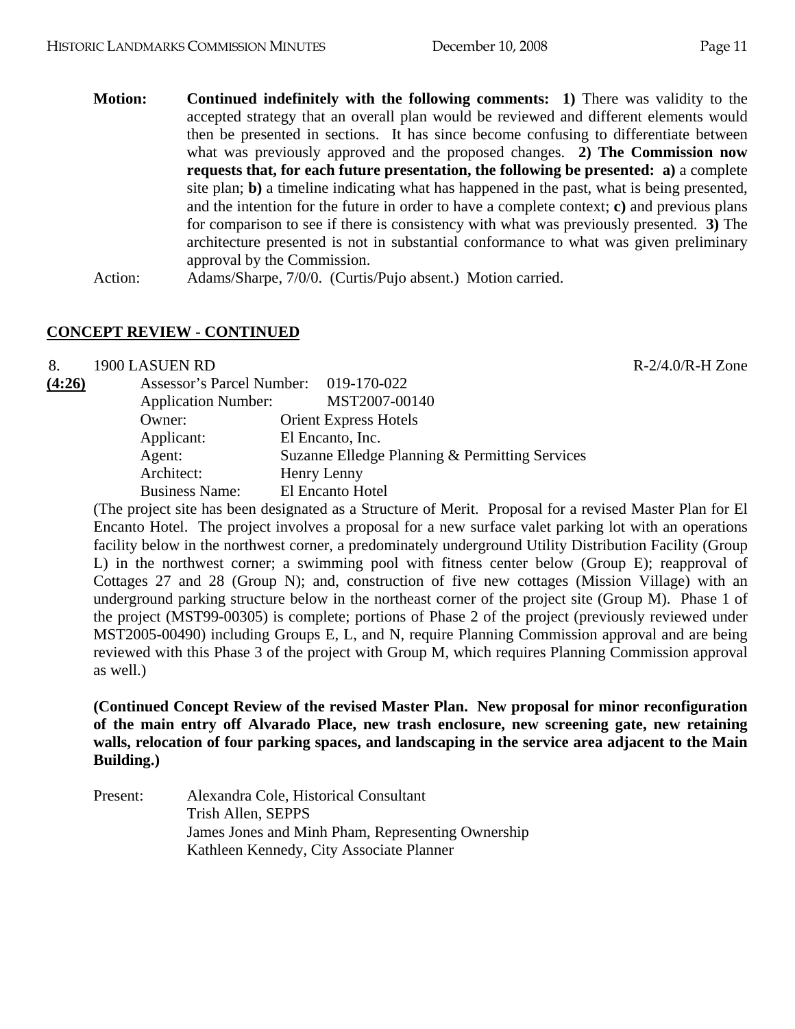**Motion:** **Continued indefinitely with the following comments: 1)** There was validity to the accepted strategy that an overall plan would be reviewed and different elements would then be presented in sections. It has since become confusing to differentiate between what was previously approved and the proposed changes. **2) The Commission now requests that, for each future presentation, the following be presented: a)** a complete site plan; **b)** a timeline indicating what has happened in the past, what is being presented, and the intention for the future in order to have a complete context; **c)** and previous plans for comparison to see if there is consistency with what was previously presented. **3)** The architecture presented is not in substantial conformance to what was given preliminary approval by the Commission.

Action: Adams/Sharpe, 7/0/0. (Curtis/Pujo absent.) Motion carried.

## CONCEPT REVIEW - CONTINUED

8. 1900 LASUEN RD R-2/4.0/R-H Zone

**(4:26)**

Assessor's Parcel Number: 019-170-022
Application Number: MST2007-00140
Owner: Orient Express Hotels
Applicant: El Encanto, Inc.
Agent: Suzanne Elledge Planning & Permitting Services
Architect: Henry Lenny
Business Name: El Encanto Hotel

(The project site has been designated as a Structure of Merit. Proposal for a revised Master Plan for El Encanto Hotel. The project involves a proposal for a new surface valet parking lot with an operations facility below in the northwest corner, a predominately underground Utility Distribution Facility (Group L) in the northwest corner; a swimming pool with fitness center below (Group E); reapproval of Cottages 27 and 28 (Group N); and, construction of five new cottages (Mission Village) with an underground parking structure below in the northeast corner of the project site (Group M). Phase 1 of the project (MST99-00305) is complete; portions of Phase 2 of the project (previously reviewed under MST2005-00490) including Groups E, L, and N, require Planning Commission approval and are being reviewed with this Phase 3 of the project with Group M, which requires Planning Commission approval as well.)

**(Continued Concept Review of the revised Master Plan. New proposal for minor reconfiguration of the main entry off Alvarado Place, new trash enclosure, new screening gate, new retaining walls, relocation of four parking spaces, and landscaping in the service area adjacent to the Main Building.)**

Present: Alexandra Cole, Historical Consultant
Trish Allen, SEPPS
James Jones and Minh Pham, Representing Ownership
Kathleen Kennedy, City Associate Planner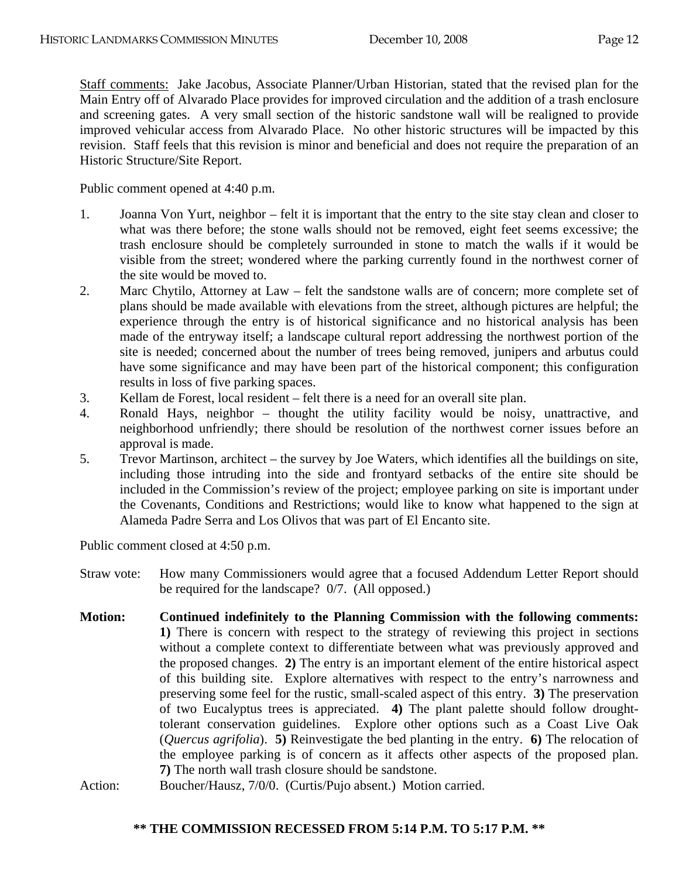Staff comments: Jake Jacobus, Associate Planner/Urban Historian, stated that the revised plan for the Main Entry off of Alvarado Place provides for improved circulation and the addition of a trash enclosure and screening gates. A very small section of the historic sandstone wall will be realigned to provide improved vehicular access from Alvarado Place. No other historic structures will be impacted by this revision. Staff feels that this revision is minor and beneficial and does not require the preparation of an Historic Structure/Site Report.

Public comment opened at 4:40 p.m.

1. Joanna Von Yurt, neighbor – felt it is important that the entry to the site stay clean and closer to what was there before; the stone walls should not be removed, eight feet seems excessive; the trash enclosure should be completely surrounded in stone to match the walls if it would be visible from the street; wondered where the parking currently found in the northwest corner of the site would be moved to.
2. Marc Chytilo, Attorney at Law – felt the sandstone walls are of concern; more complete set of plans should be made available with elevations from the street, although pictures are helpful; the experience through the entry is of historical significance and no historical analysis has been made of the entryway itself; a landscape cultural report addressing the northwest portion of the site is needed; concerned about the number of trees being removed, junipers and arbutus could have some significance and may have been part of the historical component; this configuration results in loss of five parking spaces.
3. Kellam de Forest, local resident – felt there is a need for an overall site plan.
4. Ronald Hays, neighbor – thought the utility facility would be noisy, unattractive, and neighborhood unfriendly; there should be resolution of the northwest corner issues before an approval is made.
5. Trevor Martinson, architect – the survey by Joe Waters, which identifies all the buildings on site, including those intruding into the side and frontyard setbacks of the entire site should be included in the Commission's review of the project; employee parking on site is important under the Covenants, Conditions and Restrictions; would like to know what happened to the sign at Alameda Padre Serra and Los Olivos that was part of El Encanto site.

Public comment closed at 4:50 p.m.

Straw vote: How many Commissioners would agree that a focused Addendum Letter Report should be required for the landscape? 0/7. (All opposed.)

**Motion: Continued indefinitely to the Planning Commission with the following comments: 1)** There is concern with respect to the strategy of reviewing this project in sections without a complete context to differentiate between what was previously approved and the proposed changes. **2)** The entry is an important element of the entire historical aspect of this building site. Explore alternatives with respect to the entry's narrowness and preserving some feel for the rustic, small-scaled aspect of this entry. **3)** The preservation of two Eucalyptus trees is appreciated. **4)** The plant palette should follow drought-tolerant conservation guidelines. Explore other options such as a Coast Live Oak (*Quercus agrifolia*). **5)** Reinvestigate the bed planting in the entry. **6)** The relocation of the employee parking is of concern as it affects other aspects of the proposed plan. **7)** The north wall trash closure should be sandstone.

Action: Boucher/Hausz, 7/0/0. (Curtis/Pujo absent.) Motion carried.

**\*\* THE COMMISSION RECESSED FROM 5:14 P.M. TO 5:17 P.M. \*\***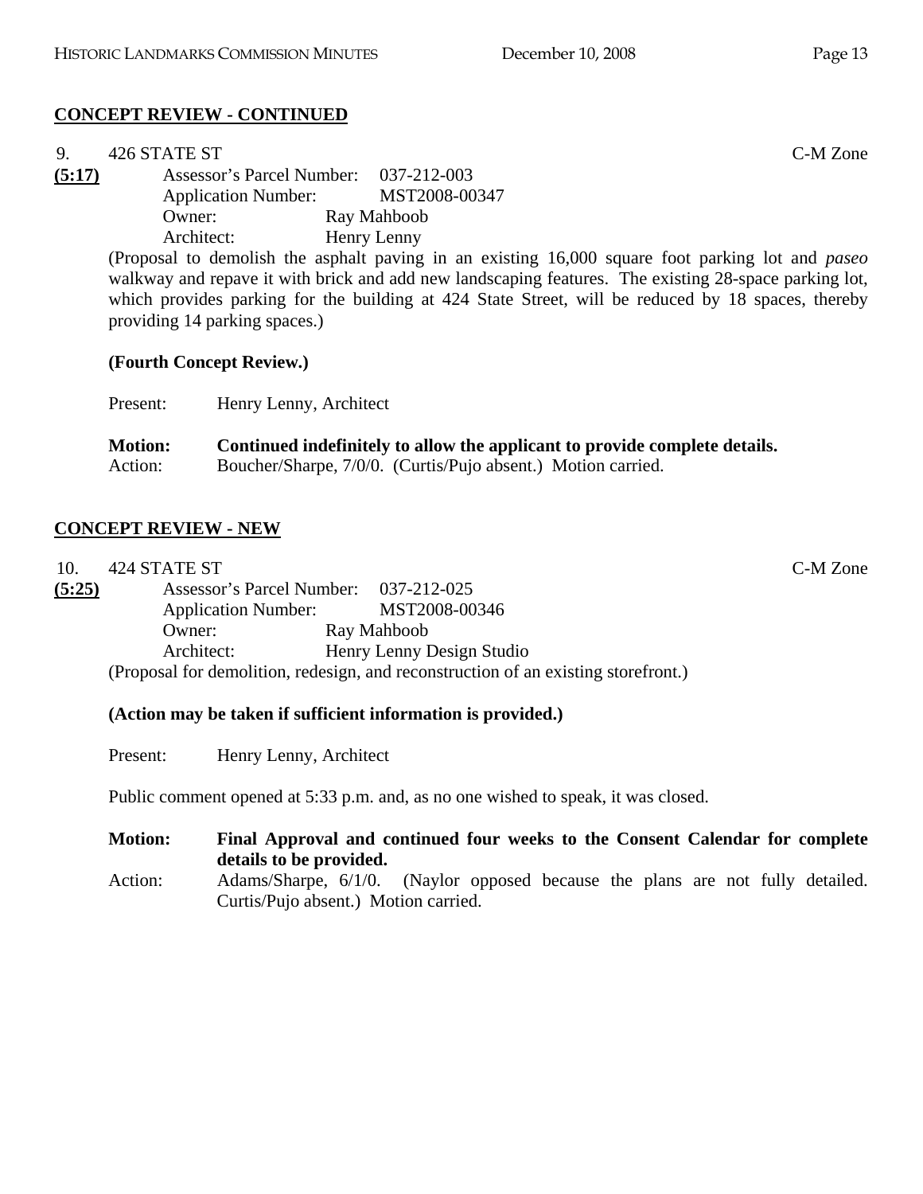## CONCEPT REVIEW - CONTINUED

9. 426 STATE ST C-M Zone

**(5:17)** Assessor's Parcel Number: 037-212-003
Application Number: MST2008-00347
Owner: Ray Mahboob
Architect: Henry Lenny

(Proposal to demolish the asphalt paving in an existing 16,000 square foot parking lot and *paseo* walkway and repave it with brick and add new landscaping features. The existing 28-space parking lot, which provides parking for the building at 424 State Street, will be reduced by 18 spaces, thereby providing 14 parking spaces.)

**(Fourth Concept Review.)**

Present: Henry Lenny, Architect

**Motion: Continued indefinitely to allow the applicant to provide complete details.**
Action: Boucher/Sharpe, 7/0/0. (Curtis/Pujo absent.) Motion carried.

## CONCEPT REVIEW - NEW

10. 424 STATE ST C-M Zone

**(5:25)** Assessor's Parcel Number: 037-212-025
Application Number: MST2008-00346
Owner: Ray Mahboob
Architect: Henry Lenny Design Studio

(Proposal for demolition, redesign, and reconstruction of an existing storefront.)

**(Action may be taken if sufficient information is provided.)**

Present: Henry Lenny, Architect

Public comment opened at 5:33 p.m. and, as no one wished to speak, it was closed.

**Motion: Final Approval and continued four weeks to the Consent Calendar for complete details to be provided.**
Action: Adams/Sharpe, 6/1/0. (Naylor opposed because the plans are not fully detailed. Curtis/Pujo absent.) Motion carried.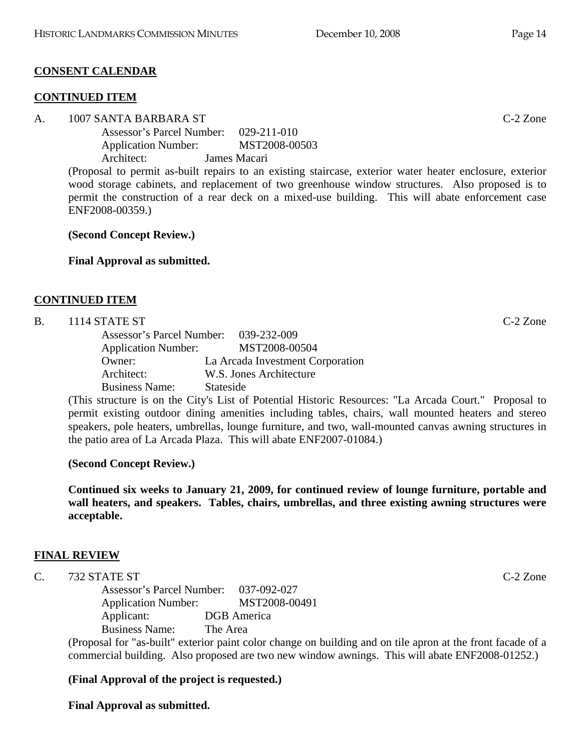## CONSENT CALENDAR

### CONTINUED ITEM

A. 1007 SANTA BARBARA ST C-2 Zone

Assessor's Parcel Number: 029-211-010
Application Number: MST2008-00503
Architect: James Macari

(Proposal to permit as-built repairs to an existing staircase, exterior water heater enclosure, exterior wood storage cabinets, and replacement of two greenhouse window structures. Also proposed is to permit the construction of a rear deck on a mixed-use building. This will abate enforcement case ENF2008-00359.)

**(Second Concept Review.)**

**Final Approval as submitted.**

### CONTINUED ITEM

B. 1114 STATE ST C-2 Zone

Assessor's Parcel Number: 039-232-009
Application Number: MST2008-00504
Owner: La Arcada Investment Corporation
Architect: W.S. Jones Architecture
Business Name: Stateside

(This structure is on the City's List of Potential Historic Resources: "La Arcada Court." Proposal to permit existing outdoor dining amenities including tables, chairs, wall mounted heaters and stereo speakers, pole heaters, umbrellas, lounge furniture, and two, wall-mounted canvas awning structures in the patio area of La Arcada Plaza. This will abate ENF2007-01084.)

**(Second Concept Review.)**

**Continued six weeks to January 21, 2009, for continued review of lounge furniture, portable and wall heaters, and speakers. Tables, chairs, umbrellas, and three existing awning structures were acceptable.**

### FINAL REVIEW

C. 732 STATE ST C-2 Zone

Assessor's Parcel Number: 037-092-027
Application Number: MST2008-00491
Applicant: DGB America
Business Name: The Area

(Proposal for "as-built" exterior paint color change on building and on tile apron at the front facade of a commercial building. Also proposed are two new window awnings. This will abate ENF2008-01252.)

**(Final Approval of the project is requested.)**

**Final Approval as submitted.**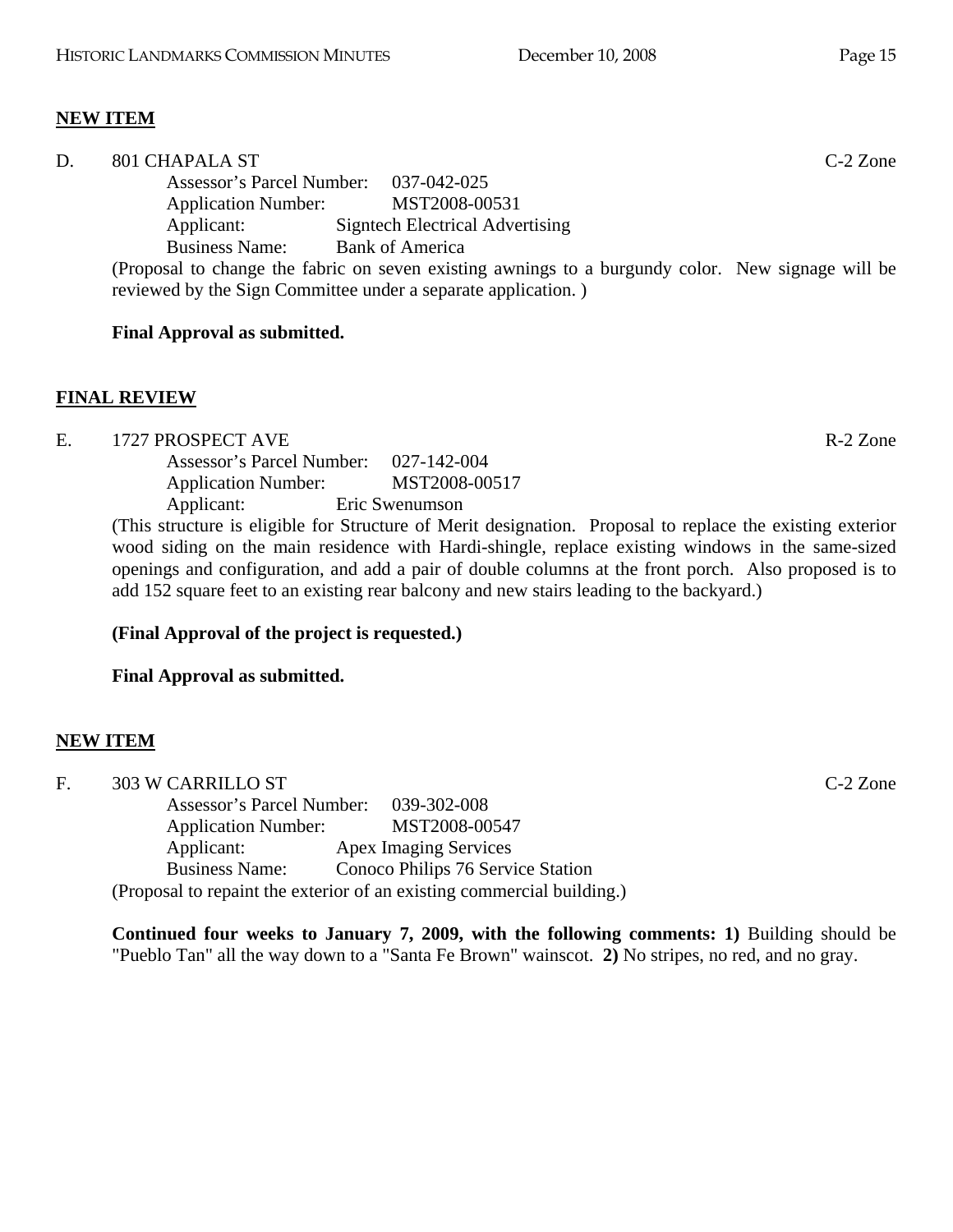## NEW ITEM

D. 801 CHAPALA ST C-2 Zone

Assessor's Parcel Number: 037-042-025
Application Number: MST2008-00531
Applicant: Signtech Electrical Advertising
Business Name: Bank of America

(Proposal to change the fabric on seven existing awnings to a burgundy color. New signage will be reviewed by the Sign Committee under a separate application. )

**Final Approval as submitted.**

## FINAL REVIEW

E. 1727 PROSPECT AVE R-2 Zone

Assessor's Parcel Number: 027-142-004
Application Number: MST2008-00517
Applicant: Eric Swenumson

(This structure is eligible for Structure of Merit designation. Proposal to replace the existing exterior wood siding on the main residence with Hardi-shingle, replace existing windows in the same-sized openings and configuration, and add a pair of double columns at the front porch. Also proposed is to add 152 square feet to an existing rear balcony and new stairs leading to the backyard.)

**(Final Approval of the project is requested.)**

**Final Approval as submitted.**

## NEW ITEM

F. 303 W CARRILLO ST C-2 Zone

Assessor's Parcel Number: 039-302-008
Application Number: MST2008-00547
Applicant: Apex Imaging Services
Business Name: Conoco Philips 76 Service Station

(Proposal to repaint the exterior of an existing commercial building.)

**Continued four weeks to January 7, 2009, with the following comments: 1)** Building should be "Pueblo Tan" all the way down to a "Santa Fe Brown" wainscot. **2)** No stripes, no red, and no gray.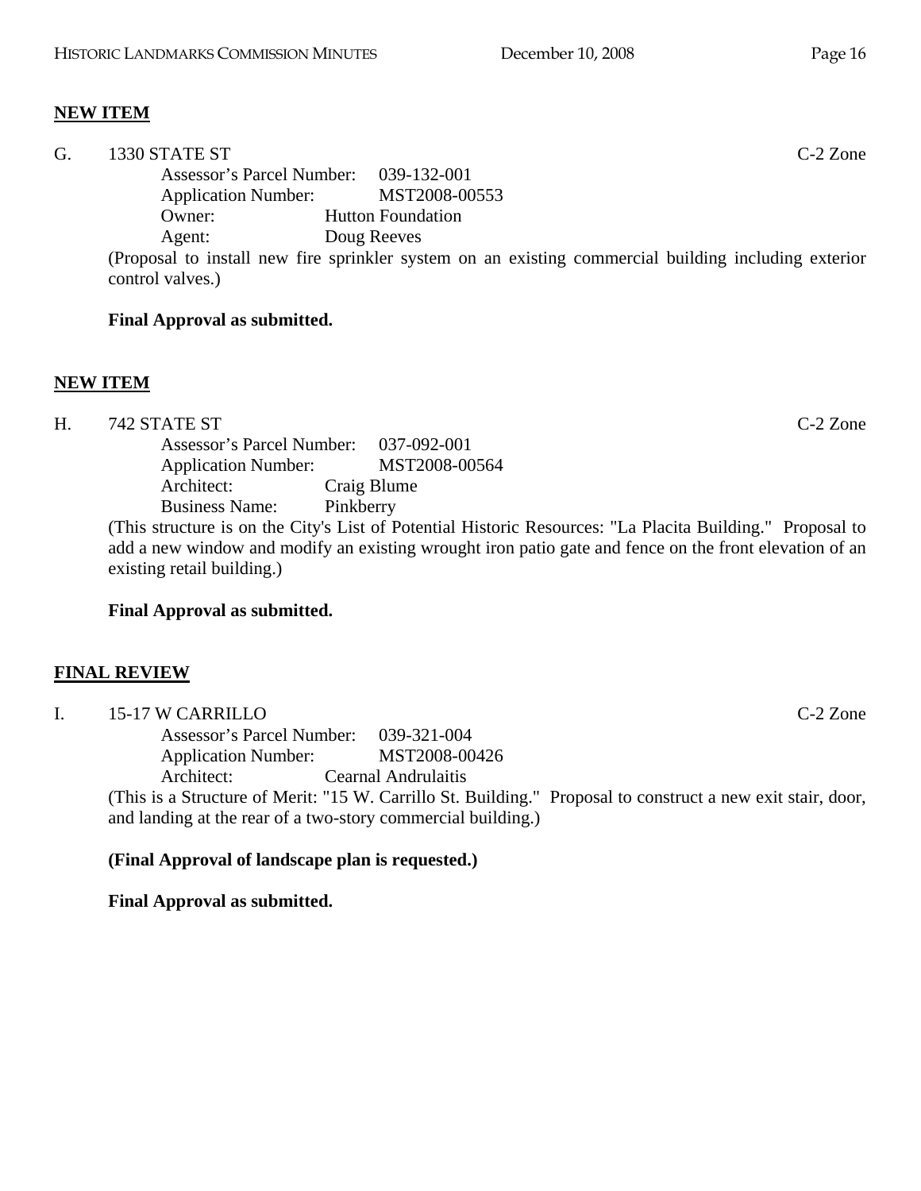**NEW ITEM**

G. 1330 STATE ST C-2 Zone

Assessor's Parcel Number: 039-132-001
Application Number: MST2008-00553
Owner: Hutton Foundation
Agent: Doug Reeves

(Proposal to install new fire sprinkler system on an existing commercial building including exterior control valves.)

**Final Approval as submitted.**

**NEW ITEM**

H. 742 STATE ST C-2 Zone

Assessor's Parcel Number: 037-092-001
Application Number: MST2008-00564
Architect: Craig Blume
Business Name: Pinkberry

(This structure is on the City's List of Potential Historic Resources: "La Placita Building." Proposal to add a new window and modify an existing wrought iron patio gate and fence on the front elevation of an existing retail building.)

**Final Approval as submitted.**

**FINAL REVIEW**

I. 15-17 W CARRILLO C-2 Zone

Assessor's Parcel Number: 039-321-004
Application Number: MST2008-00426
Architect: Cearnal Andrulaitis

(This is a Structure of Merit: "15 W. Carrillo St. Building." Proposal to construct a new exit stair, door, and landing at the rear of a two-story commercial building.)

**(Final Approval of landscape plan is requested.)**

**Final Approval as submitted.**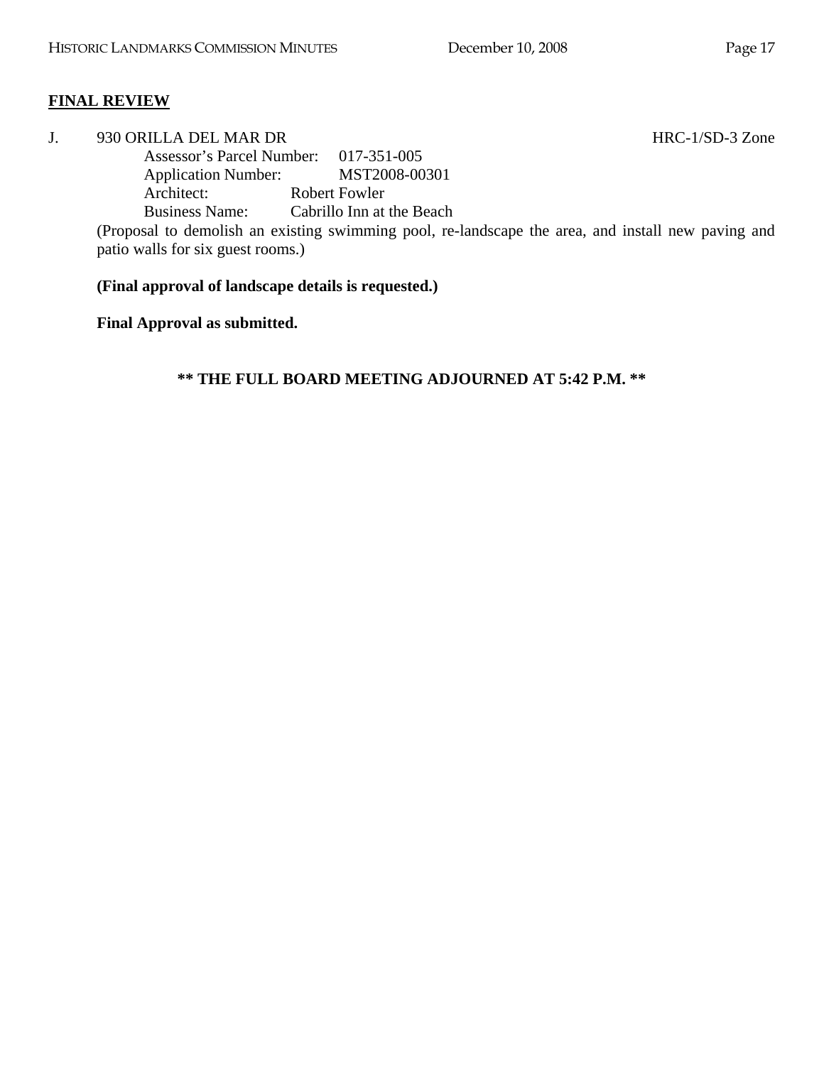**FINAL REVIEW**

J. 930 ORILLA DEL MAR DR HRC-1/SD-3 Zone

Assessor's Parcel Number: 017-351-005
Application Number: MST2008-00301
Architect: Robert Fowler
Business Name: Cabrillo Inn at the Beach

(Proposal to demolish an existing swimming pool, re-landscape the area, and install new paving and patio walls for six guest rooms.)

**(Final approval of landscape details is requested.)**

**Final Approval as submitted.**

**\*\* THE FULL BOARD MEETING ADJOURNED AT 5:42 P.M. \*\***